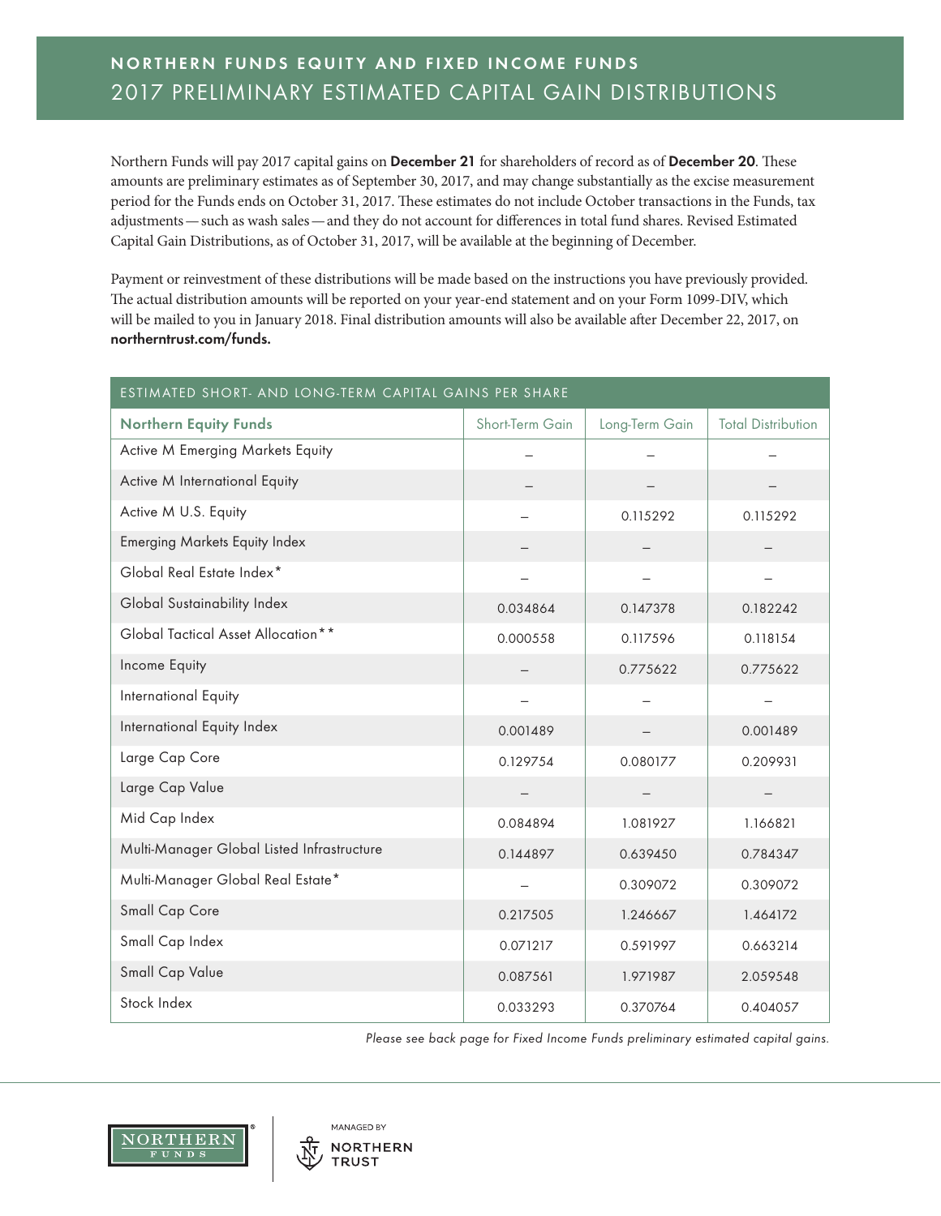# NORTHERN FUNDS EQUITY AND FIXED INCOME FUNDS

## 2017 PRELIMINARY ESTIMATED CAPITAL GAIN DISTRIBUTIONS

Northern Funds will pay 2017 capital gains on **December 21** for shareholders of record as of **December 20**. These amounts are preliminary estimates as of September 30, 2017, and may change substantially as the excise measurement period for the Funds ends on October 31, 2017. These estimates do not include October transactions in the Funds, tax adjustments — such as wash sales — and they do not account for differences in total fund shares. Revised Estimated Capital Gain Distributions, as of October 31, 2017, will be available at the beginning of December.

Payment or reinvestment of these distributions will be made based on the instructions you have previously provided. The actual distribution amounts will be reported on your year-end statement and on your Form 1099-DIV, which will be mailed to you in January 2018. Final distribution amounts will also be available after December 22, 2017, on **northerntrust.com/funds.**

ESTIMATED SHORT- AND LONG-TERM CAPITAL GAINS PER SHARE

| Northern Equity Funds | Short-Term Gain | Long-Term Gain | Total Distribution |
|---|---|---|---|
| Active M Emerging Markets Equity | – | – | – |
| Active M International Equity | – | – | – |
| Active M U.S. Equity | – | 0.115292 | 0.115292 |
| Emerging Markets Equity Index | – | – | – |
| Global Real Estate Index* | – | – | – |
| Global Sustainability Index | 0.034864 | 0.147378 | 0.182242 |
| Global Tactical Asset Allocation** | 0.000558 | 0.117596 | 0.118154 |
| Income Equity | – | 0.775622 | 0.775622 |
| International Equity | – | – | – |
| International Equity Index | 0.001489 | – | 0.001489 |
| Large Cap Core | 0.129754 | 0.080177 | 0.209931 |
| Large Cap Value | – | – | – |
| Mid Cap Index | 0.084894 | 1.081927 | 1.166821 |
| Multi-Manager Global Listed Infrastructure | 0.144897 | 0.639450 | 0.784347 |
| Multi-Manager Global Real Estate* | – | 0.309072 | 0.309072 |
| Small Cap Core | 0.217505 | 1.246667 | 1.464172 |
| Small Cap Index | 0.071217 | 0.591997 | 0.663214 |
| Small Cap Value | 0.087561 | 1.971987 | 2.059548 |
| Stock Index | 0.033293 | 0.370764 | 0.404057 |

*Please see back page for Fixed Income Funds preliminary estimated capital gains.*

NORTHERN FUNDS

MANAGED BY NORTHERN TRUST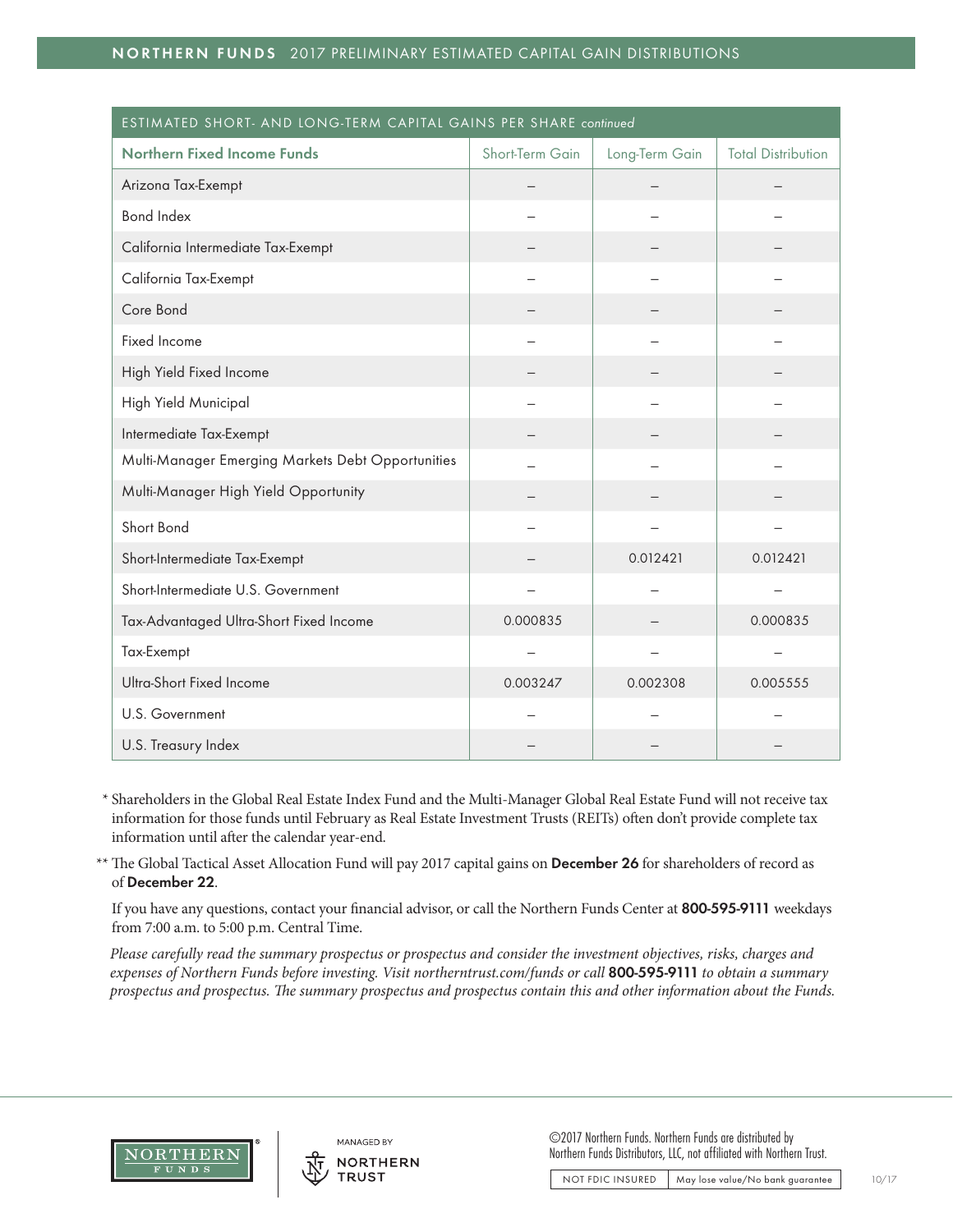| ESTIMATED SHORT- AND LONG-TERM CAPITAL GAINS PER SHARE *continued* | | | |
|---|---|---|---|
| **Northern Fixed Income Funds** | Short-Term Gain | Long-Term Gain | Total Distribution |
| Arizona Tax-Exempt | – | – | – |
| Bond Index | – | – | – |
| California Intermediate Tax-Exempt | – | – | – |
| California Tax-Exempt | – | – | – |
| Core Bond | – | – | – |
| Fixed Income | – | – | – |
| High Yield Fixed Income | – | – | – |
| High Yield Municipal | – | – | – |
| Intermediate Tax-Exempt | – | – | – |
| Multi-Manager Emerging Markets Debt Opportunities | – | – | – |
| Multi-Manager High Yield Opportunity | – | – | – |
| Short Bond | – | – | – |
| Short-Intermediate Tax-Exempt | – | 0.012421 | 0.012421 |
| Short-Intermediate U.S. Government | – | – | – |
| Tax-Advantaged Ultra-Short Fixed Income | 0.000835 | – | 0.000835 |
| Tax-Exempt | – | – | – |
| Ultra-Short Fixed Income | 0.003247 | 0.002308 | 0.005555 |
| U.S. Government | – | – | – |
| U.S. Treasury Index | – | – | – |

\* Shareholders in the Global Real Estate Index Fund and the Multi-Manager Global Real Estate Fund will not receive tax information for those funds until February as Real Estate Investment Trusts (REITs) often don't provide complete tax information until after the calendar year-end.

\*\* The Global Tactical Asset Allocation Fund will pay 2017 capital gains on **December 26** for shareholders of record as of **December 22**.

If you have any questions, contact your financial advisor, or call the Northern Funds Center at **800-595-9111** weekdays from 7:00 a.m. to 5:00 p.m. Central Time.

*Please carefully read the summary prospectus or prospectus and consider the investment objectives, risks, charges and expenses of Northern Funds before investing. Visit northerntrust.com/funds or call* **800-595-9111** *to obtain a summary prospectus and prospectus. The summary prospectus and prospectus contain this and other information about the Funds.*

NORTHERN FUNDS®

MANAGED BY NORTHERN TRUST

©2017 Northern Funds. Northern Funds are distributed by Northern Funds Distributors, LLC, not affiliated with Northern Trust.

NOT FDIC INSURED | May lose value/No bank guarantee

10/17